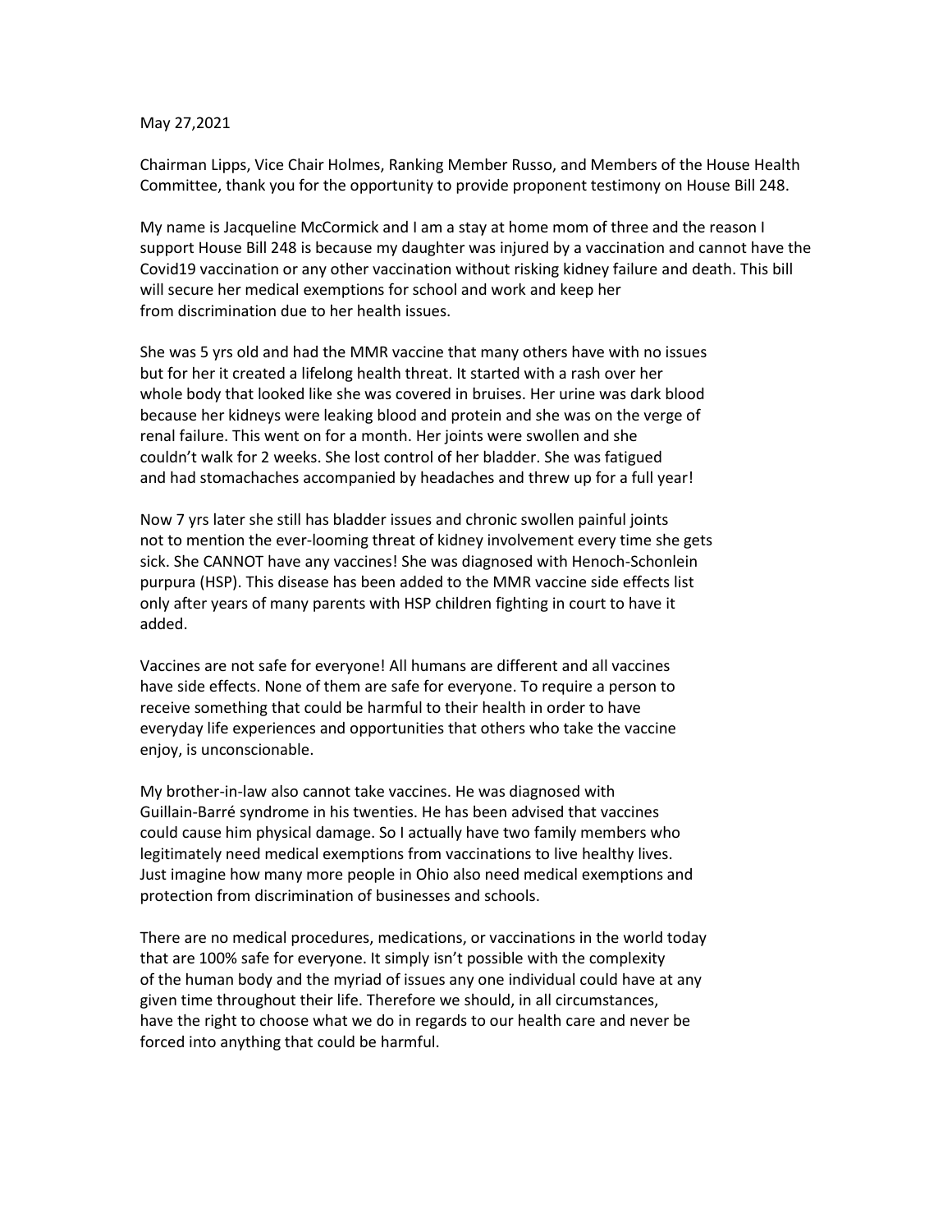May 27,2021

Chairman Lipps, Vice Chair Holmes, Ranking Member Russo, and Members of the House Health Committee, thank you for the opportunity to provide proponent testimony on House Bill 248.

My name is Jacqueline McCormick and I am a stay at home mom of three and the reason I support House Bill 248 is because my daughter was injured by a vaccination and cannot have the Covid19 vaccination or any other vaccination without risking kidney failure and death. This bill will secure her medical exemptions for school and work and keep her from discrimination due to her health issues.

She was 5 yrs old and had the MMR vaccine that many others have with no issues but for her it created a lifelong health threat. It started with a rash over her whole body that looked like she was covered in bruises. Her urine was dark blood because her kidneys were leaking blood and protein and she was on the verge of renal failure. This went on for a month. Her joints were swollen and she couldn't walk for 2 weeks. She lost control of her bladder. She was fatigued and had stomachaches accompanied by headaches and threw up for a full year!

Now 7 yrs later she still has bladder issues and chronic swollen painful joints not to mention the ever-looming threat of kidney involvement every time she gets sick. She CANNOT have any vaccines! She was diagnosed with Henoch-Schonlein purpura (HSP). This disease has been added to the MMR vaccine side effects list only after years of many parents with HSP children fighting in court to have it added.

Vaccines are not safe for everyone! All humans are different and all vaccines have side effects. None of them are safe for everyone. To require a person to receive something that could be harmful to their health in order to have everyday life experiences and opportunities that others who take the vaccine enjoy, is unconscionable.

My brother-in-law also cannot take vaccines. He was diagnosed with Guillain-Barré syndrome in his twenties. He has been advised that vaccines could cause him physical damage. So I actually have two family members who legitimately need medical exemptions from vaccinations to live healthy lives. Just imagine how many more people in Ohio also need medical exemptions and protection from discrimination of businesses and schools.

There are no medical procedures, medications, or vaccinations in the world today that are 100% safe for everyone. It simply isn't possible with the complexity of the human body and the myriad of issues any one individual could have at any given time throughout their life. Therefore we should, in all circumstances, have the right to choose what we do in regards to our health care and never be forced into anything that could be harmful.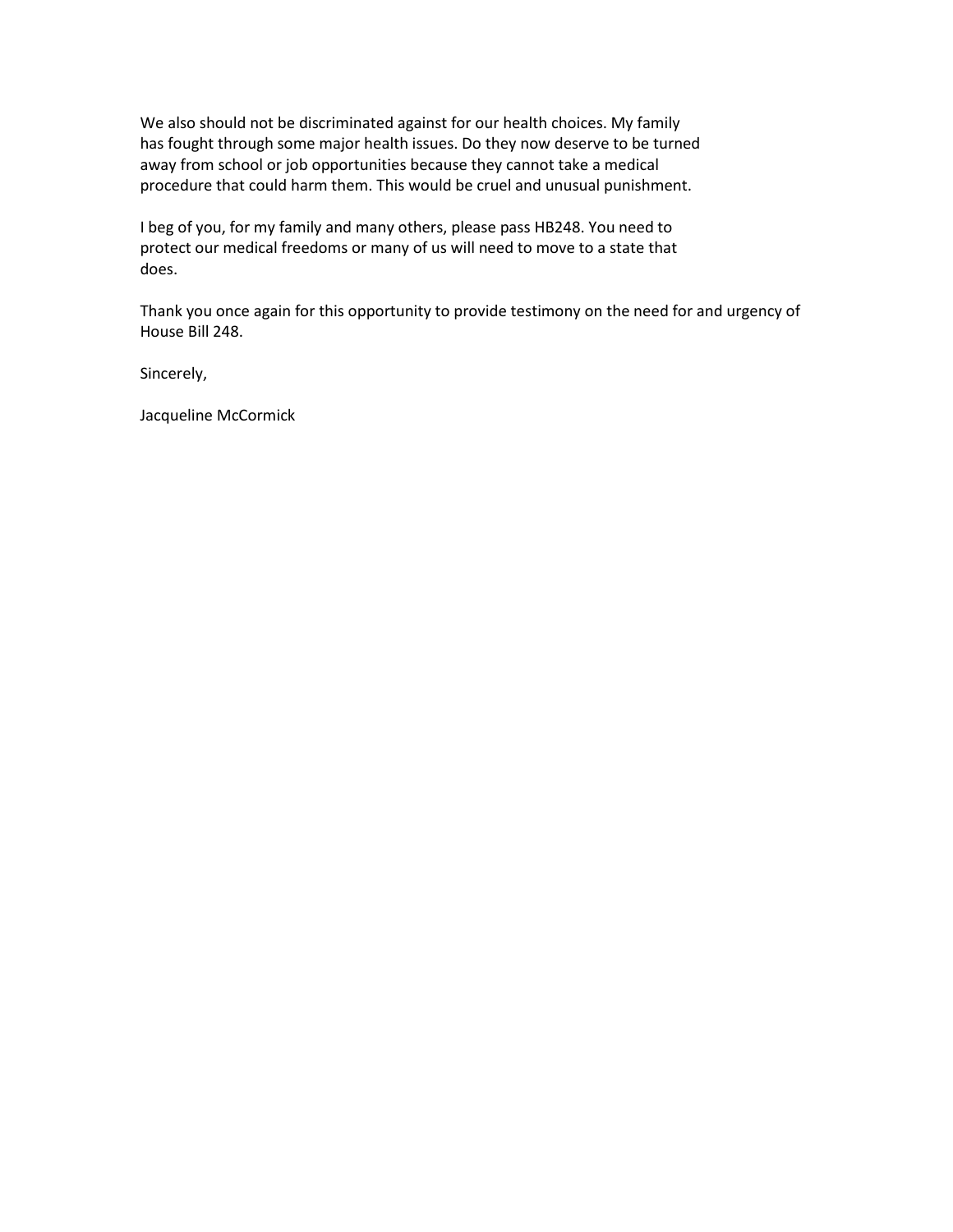We also should not be discriminated against for our health choices. My family has fought through some major health issues. Do they now deserve to be turned away from school or job opportunities because they cannot take a medical procedure that could harm them. This would be cruel and unusual punishment.

I beg of you, for my family and many others, please pass HB248. You need to protect our medical freedoms or many of us will need to move to a state that does.

Thank you once again for this opportunity to provide testimony on the need for and urgency of House Bill 248.

Sincerely,

Jacqueline McCormick